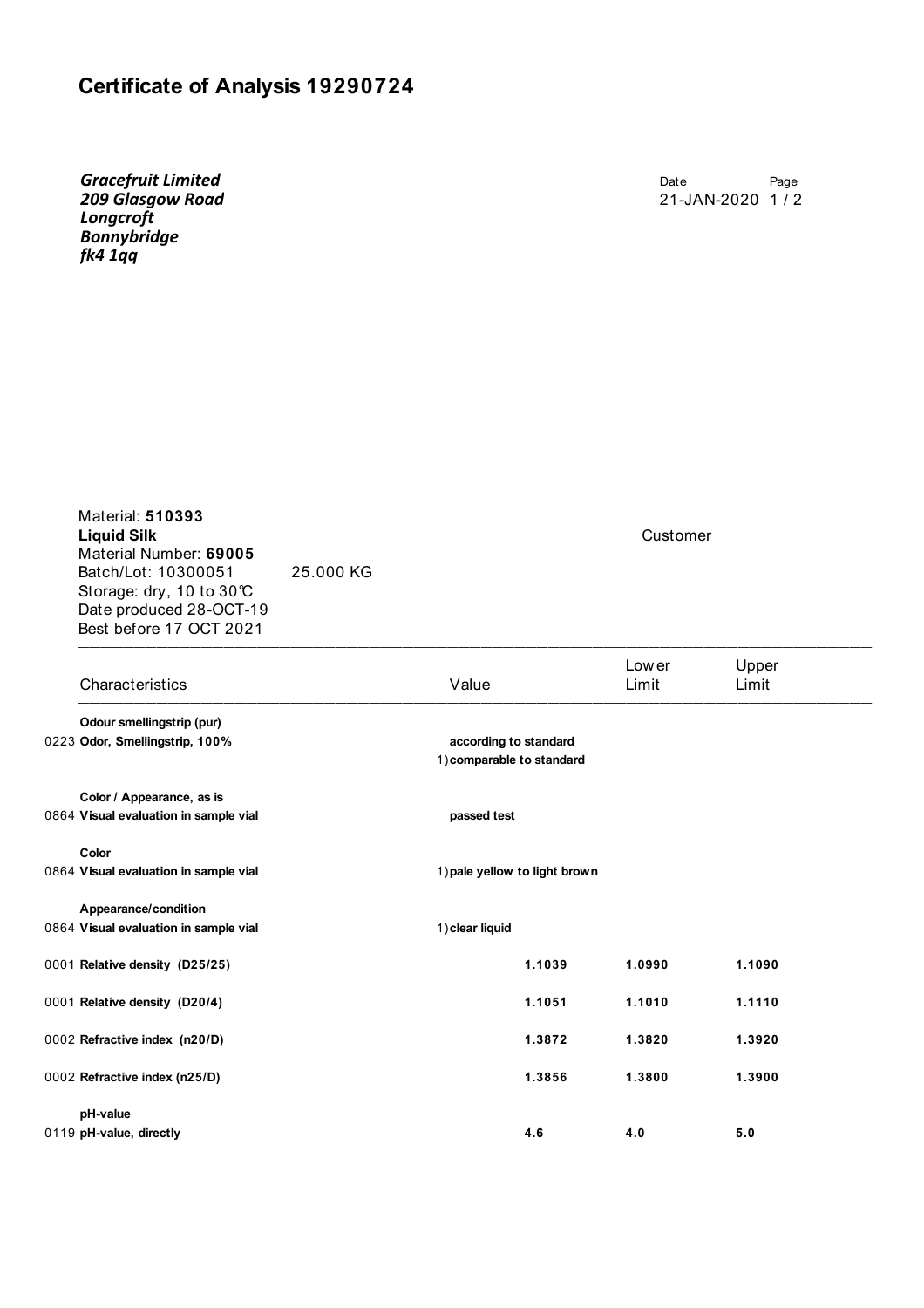# Certificate of Analysis 19290724

***Gracefruit Limited***
***209 Glasgow Road***
***Longcroft***
***Bonnybridge***
***fk4 1qq***

Date: 21-JAN-2020

Material: **510393**
**Liquid Silk**
Material Number: **69005**
Batch/Lot: 10300051 25.000 KG
Storage: dry, 10 to 30℃
Date produced 28-OCT-19
Best before 17 OCT 2021

Customer

| Characteristics | Value | Lower Limit | Upper Limit |
|---|---|---|---|
| **Odour smellingstrip (pur)** | | | |
| 0223 **Odor, Smellingstrip, 100%** | **according to standard**<br>1) **comparable to standard** | | |
| **Color / Appearance, as is** | | | |
| 0864 **Visual evaluation in sample vial** | **passed test** | | |
| **Color** | | | |
| 0864 **Visual evaluation in sample vial** | 1) **pale yellow to light brown** | | |
| **Appearance/condition** | | | |
| 0864 **Visual evaluation in sample vial** | 1) **clear liquid** | | |
| 0001 **Relative density (D25/25)** | **1.1039** | **1.0990** | **1.1090** |
| 0001 **Relative density (D20/4)** | **1.1051** | **1.1010** | **1.1110** |
| 0002 **Refractive index (n20/D)** | **1.3872** | **1.3820** | **1.3920** |
| 0002 **Refractive index (n25/D)** | **1.3856** | **1.3800** | **1.3900** |
| **pH-value** | | | |
| 0119 **pH-value, directly** | **4.6** | **4.0** | **5.0** |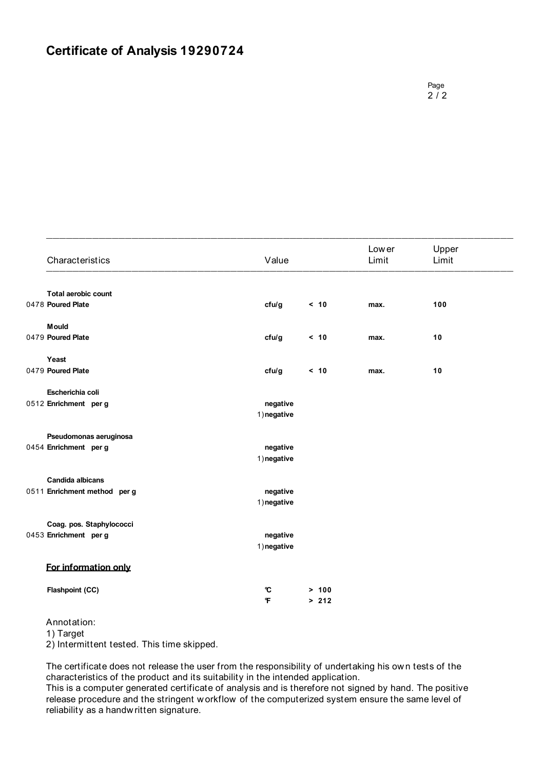# Certificate of Analysis 19290724

| | Characteristics | Value | | Lower Limit | Upper Limit |
|---|---|---|---|---|---|
| 0478 | **Total aerobic count** **Poured Plate** | **cfu/g** | **< 10** | **max.** | **100** |
| 0479 | **Mould** **Poured Plate** | **cfu/g** | **< 10** | **max.** | **10** |
| 0479 | **Yeast** **Poured Plate** | **cfu/g** | **< 10** | **max.** | **10** |
| 0512 | **Escherichia coli** **Enrichment per g** | **negative** 1) **negative** | | | |
| 0454 | **Pseudomonas aeruginosa** **Enrichment per g** | **negative** 1) **negative** | | | |
| 0511 | **Candida albicans** **Enrichment method per g** | **negative** 1) **negative** | | | |
| 0453 | **Coag. pos. Staphylococci** **Enrichment per g** | **negative** 1) **negative** | | | |

**For information only**

| | | |
|---|---|---|
| **Flashpoint (CC)** | **°C** | **> 100** |
| | **°F** | **> 212** |

Annotation:

1) Target

2) Intermittent tested. This time skipped.

The certificate does not release the user from the responsibility of undertaking his own tests of the characteristics of the product and its suitability in the intended application.
This is a computer generated certificate of analysis and is therefore not signed by hand. The positive release procedure and the stringent workflow of the computerized system ensure the same level of reliability as a handwritten signature.